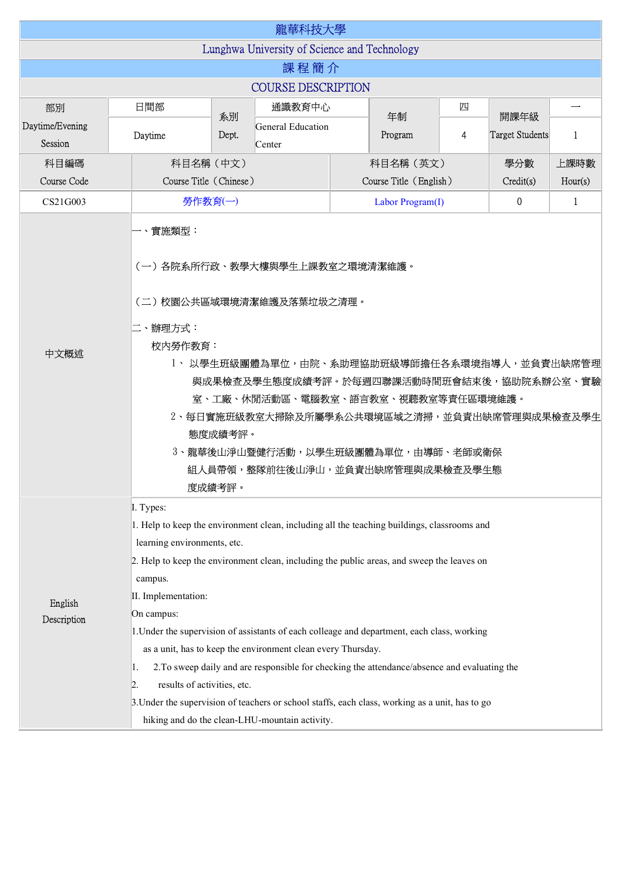# 龍華科技大學

## Lunghwa University of Science and Technology

## 課 程 簡 介

## COURSE DESCRIPTION

| 部別 Daytime/Evening Session | 日間部 Daytime | 系別 Dept. | 通識教育中心 General Education Center | 年制 Program | 四 4 | 開課年級 Target Students | 一 1 |
|---|---|---|---|---|---|---|---|

| 科目編碼 Course Code | 科目名稱（中文） Course Title（Chinese） | 科目名稱（英文） Course Title（English） | 學分數 Credit(s) | 上課時數 Hour(s) |
|---|---|---|---|---|
| CS21G003 | 勞作教育(一) | Labor Program(I) | 0 | 1 |

**中文概述**

一、實施類型：

（一）各院系所行政、教學大樓與學生上課教室之環境清潔維護。

（二）校園公共區域環境清潔維護及落葉垃圾之清理。

二、辦理方式：

校內勞作教育：

1、 以學生班級團體為單位，由院、系助理協助班級導師擔任各系環境指導人，並負責出缺席管理與成果檢查及學生態度成績考評。於每週四聯課活動時間班會結束後，協助院系辦公室、實驗室、工廠、休閒活動區、電腦教室、語言教室、視聽教室等責任區環境維護。

2、每日實施班級教室大掃除及所屬學系公共環境區域之清掃，並負責出缺席管理與成果檢查及學生態度成績考評。

3、龍華後山淨山暨健行活動，以學生班級團體為單位，由導師、老師或衛保組人員帶領，整隊前往後山淨山，並負責出缺席管理與成果檢查及學生態度成績考評。

**English Description**

I. Types:

1. Help to keep the environment clean, including all the teaching buildings, classrooms and learning environments, etc.

2. Help to keep the environment clean, including the public areas, and sweep the leaves on campus.

II. Implementation:

On campus:

1.Under the supervision of assistants of each colleage and department, each class, working as a unit, has to keep the environment clean every Thursday.

1. 2.To sweep daily and are responsible for checking the attendance/absence and evaluating the
2. results of activities, etc.

3.Under the supervision of teachers or school staffs, each class, working as a unit, has to go hiking and do the clean-LHU-mountain activity.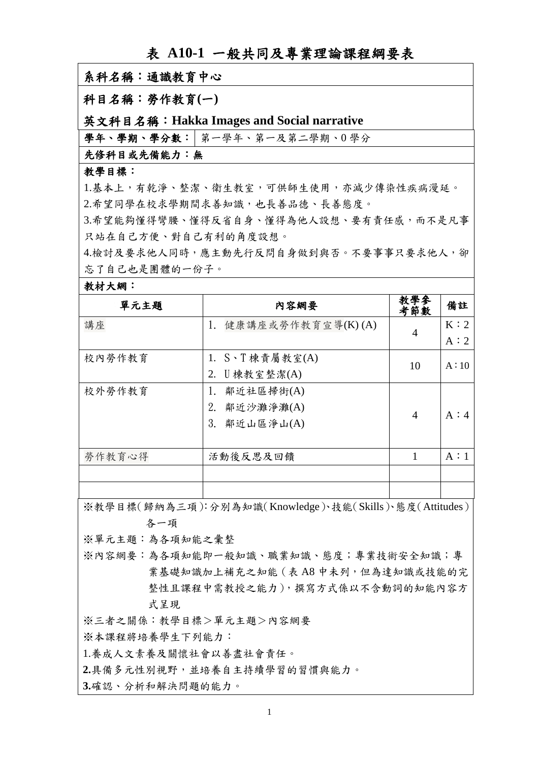# 表 A10-1 一般共同及專業理論課程綱要表

**系科名稱：通識教育中心**

**科目名稱：勞作教育(一)**

**英文科目名稱：Hakka Images and Social narrative**

| **學年、學期、學分數：** | 第一學年、第一及第二學期、0 學分 |
|---|---|

**先修科目或先備能力：無**

**教學目標：**

1.基本上，有乾淨、整潔、衛生教室，可供師生使用，亦減少傳染性疾病漫延。

2.希望同學在校求學期間求善知識，也長善品德、長善態度。

3.希望能夠懂得彎腰、懂得反省自身、懂得為他人設想、要有責任感，而不是凡事只站在自己方便、對自己有利的角度設想。

4.檢討及要求他人同時，應主動先行反問自身做到與否。不要事事只要求他人，卻忘了自己也是團體的一份子。

**教材大綱：**

| 單元主題 | 內容綱要 | 教學參考節數 | 備註 |
|---|---|---|---|
| 講座 | 1. 健康講座或勞作教育宣導(K) (A) | 4 | K：2<br>A：2 |
| 校內勞作教育 | 1. S、T 棟責屬教室(A)<br>2. U 棟教室整潔(A) | 10 | A：10 |
| 校外勞作教育 | 1. 鄰近社區掃街(A)<br>2. 鄰近沙灘淨灘(A)<br>3. 鄰近山區淨山(A) | 4 | A：4 |
| 勞作教育心得 | 活動後反思及回饋 | 1 | A：1 |
| | | | |
| | | | |

※教學目標(歸納為三項):分別為知識(Knowledge)、技能(Skills)、態度(Attitudes)各一項

※單元主題：為各項知能之彙整

※內容綱要：為各項知能即一般知識、職業知識、態度；專業技術安全知識；專業基礎知識加上補充之知能(表 A8 中未列，但為達知識或技能的完整性且課程中需教授之能力)，撰寫方式係以不含動詞的知能內容方式呈現

※三者之關係：教學目標＞單元主題＞內容綱要

※本課程將培養學生下列能力：

1.養成人文素養及關懷社會以善盡社會責任。

**2.**具備多元性別視野，並培養自主持續學習的習慣與能力。

**3.**確認、分析和解決問題的能力。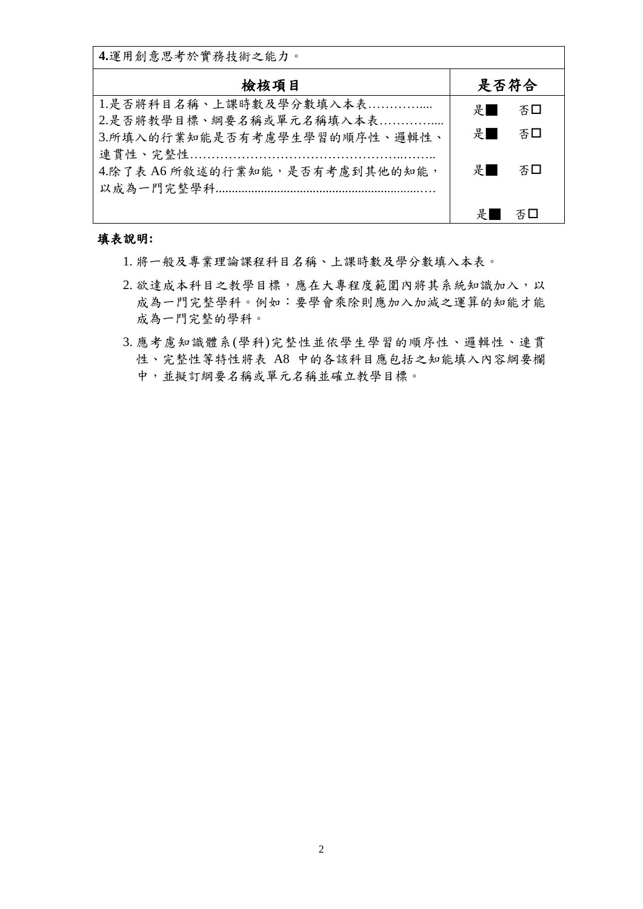| **4.**運用創意思考於實務技術之能力。 | |
|---|---|
| **檢核項目** | **是否符合** |
| 1.是否將科目名稱、上課時數及學分數填入本表…………..... | 是■　　否☐ |
| 2.是否將教學目標、綱要名稱或單元名稱填入本表…………..... | 是■　　否☐ |
| 3.所填入的行業知能是否有考慮學生學習的順序性、邏輯性、連貫性、完整性……………………………………………...…….. | 是■　　否☐ |
| 4.除了表 A6 所敘述的行業知能，是否有考慮到其他的知能，以成為一門完整學科................................................................…. | 是■　　否☐ |

**填表說明:**

1. 將一般及專業理論課程科目名稱、上課時數及學分數填入本表。
2. 欲達成本科目之教學目標，應在大專程度範圍內將其系統知識加入，以成為一門完整學科。例如：要學會乘除則應加入加減之運算的知能才能成為一門完整的學科。
3. 應考慮知識體系(學科)完整性並依學生學習的順序性、邏輯性、連貫性、完整性等特性將表 A8 中的各該科目應包括之知能填入內容綱要欄中，並擬訂綱要名稱或單元名稱並確立教學目標。